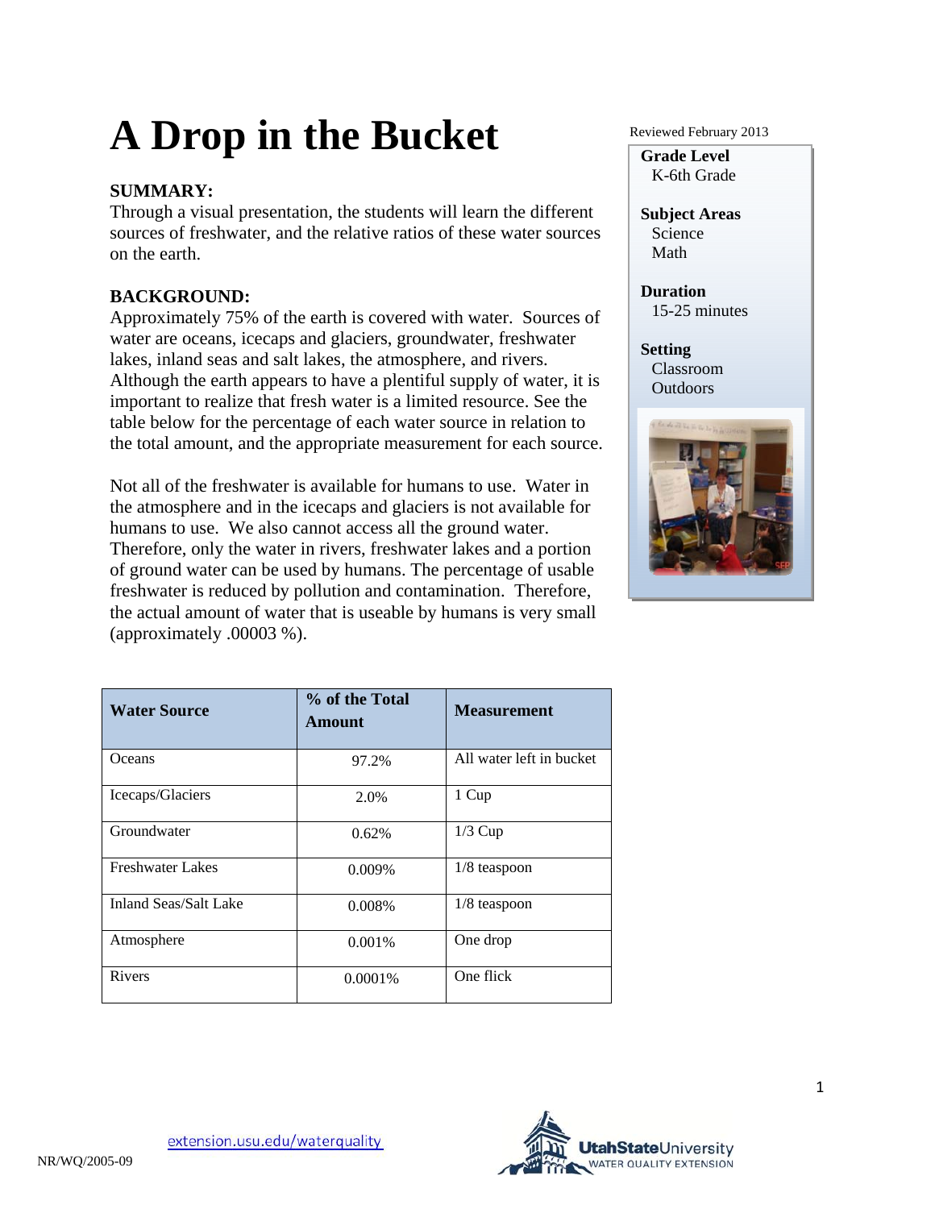# A Drop in the Bucket

Reviewed February 2013

**Grade Level**
K-6th Grade

**Subject Areas**
Science
Math

**Duration**
15-25 minutes

**Setting**
Classroom
Outdoors

**SUMMARY:**
Through a visual presentation, the students will learn the different sources of freshwater, and the relative ratios of these water sources on the earth.

**BACKGROUND:**
Approximately 75% of the earth is covered with water. Sources of water are oceans, icecaps and glaciers, groundwater, freshwater lakes, inland seas and salt lakes, the atmosphere, and rivers. Although the earth appears to have a plentiful supply of water, it is important to realize that fresh water is a limited resource. See the table below for the percentage of each water source in relation to the total amount, and the appropriate measurement for each source.

Not all of the freshwater is available for humans to use. Water in the atmosphere and in the icecaps and glaciers is not available for humans to use. We also cannot access all the ground water. Therefore, only the water in rivers, freshwater lakes and a portion of ground water can be used by humans. The percentage of usable freshwater is reduced by pollution and contamination. Therefore, the actual amount of water that is useable by humans is very small (approximately .00003 %).

| Water Source | % of the Total Amount | Measurement |
|---|---|---|
| Oceans | 97.2% | All water left in bucket |
| Icecaps/Glaciers | 2.0% | 1 Cup |
| Groundwater | 0.62% | 1/3 Cup |
| Freshwater Lakes | 0.009% | 1/8 teaspoon |
| Inland Seas/Salt Lake | 0.008% | 1/8 teaspoon |
| Atmosphere | 0.001% | One drop |
| Rivers | 0.0001% | One flick |

NR/WQ/2005-09

extension.usu.edu/waterquality

Utah State University WATER QUALITY EXTENSION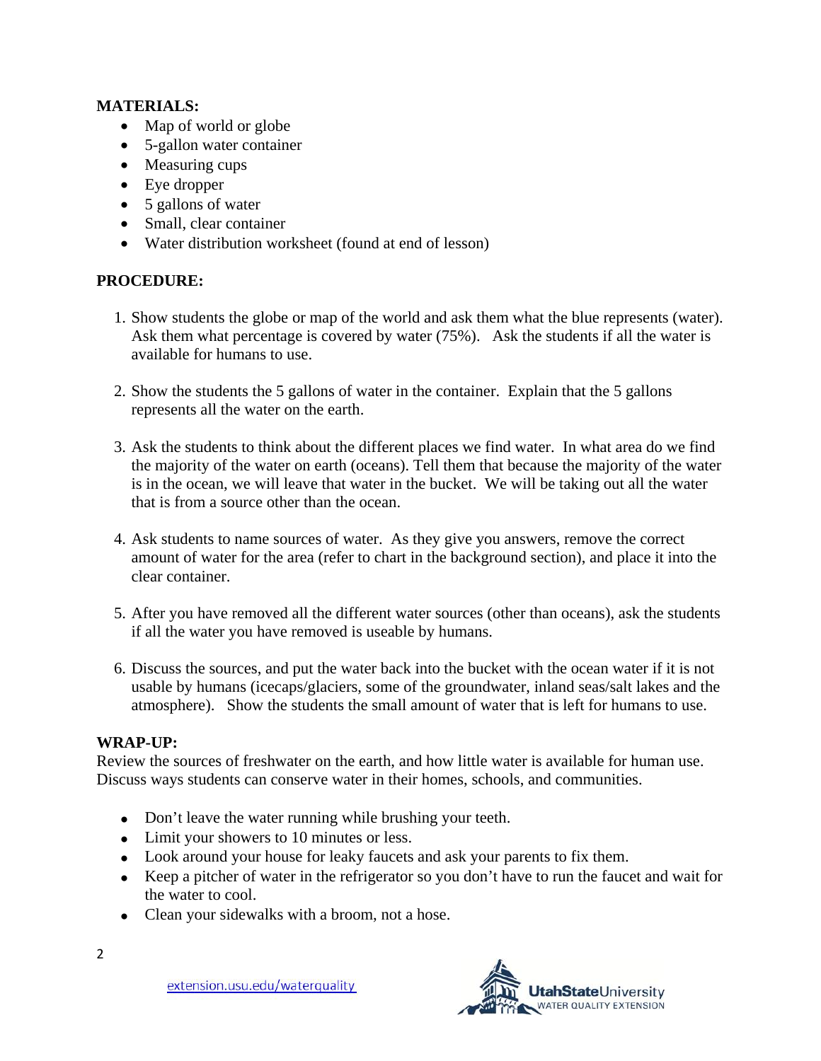**MATERIALS:**

- Map of world or globe
- 5-gallon water container
- Measuring cups
- Eye dropper
- 5 gallons of water
- Small, clear container
- Water distribution worksheet (found at end of lesson)

**PROCEDURE:**

1. Show students the globe or map of the world and ask them what the blue represents (water). Ask them what percentage is covered by water (75%). Ask the students if all the water is available for humans to use.

2. Show the students the 5 gallons of water in the container. Explain that the 5 gallons represents all the water on the earth.

3. Ask the students to think about the different places we find water. In what area do we find the majority of the water on earth (oceans). Tell them that because the majority of the water is in the ocean, we will leave that water in the bucket. We will be taking out all the water that is from a source other than the ocean.

4. Ask students to name sources of water. As they give you answers, remove the correct amount of water for the area (refer to chart in the background section), and place it into the clear container.

5. After you have removed all the different water sources (other than oceans), ask the students if all the water you have removed is useable by humans.

6. Discuss the sources, and put the water back into the bucket with the ocean water if it is not usable by humans (icecaps/glaciers, some of the groundwater, inland seas/salt lakes and the atmosphere). Show the students the small amount of water that is left for humans to use.

**WRAP-UP:**

Review the sources of freshwater on the earth, and how little water is available for human use. Discuss ways students can conserve water in their homes, schools, and communities.

- Don't leave the water running while brushing your teeth.
- Limit your showers to 10 minutes or less.
- Look around your house for leaky faucets and ask your parents to fix them.
- Keep a pitcher of water in the refrigerator so you don't have to run the faucet and wait for the water to cool.
- Clean your sidewalks with a broom, not a hose.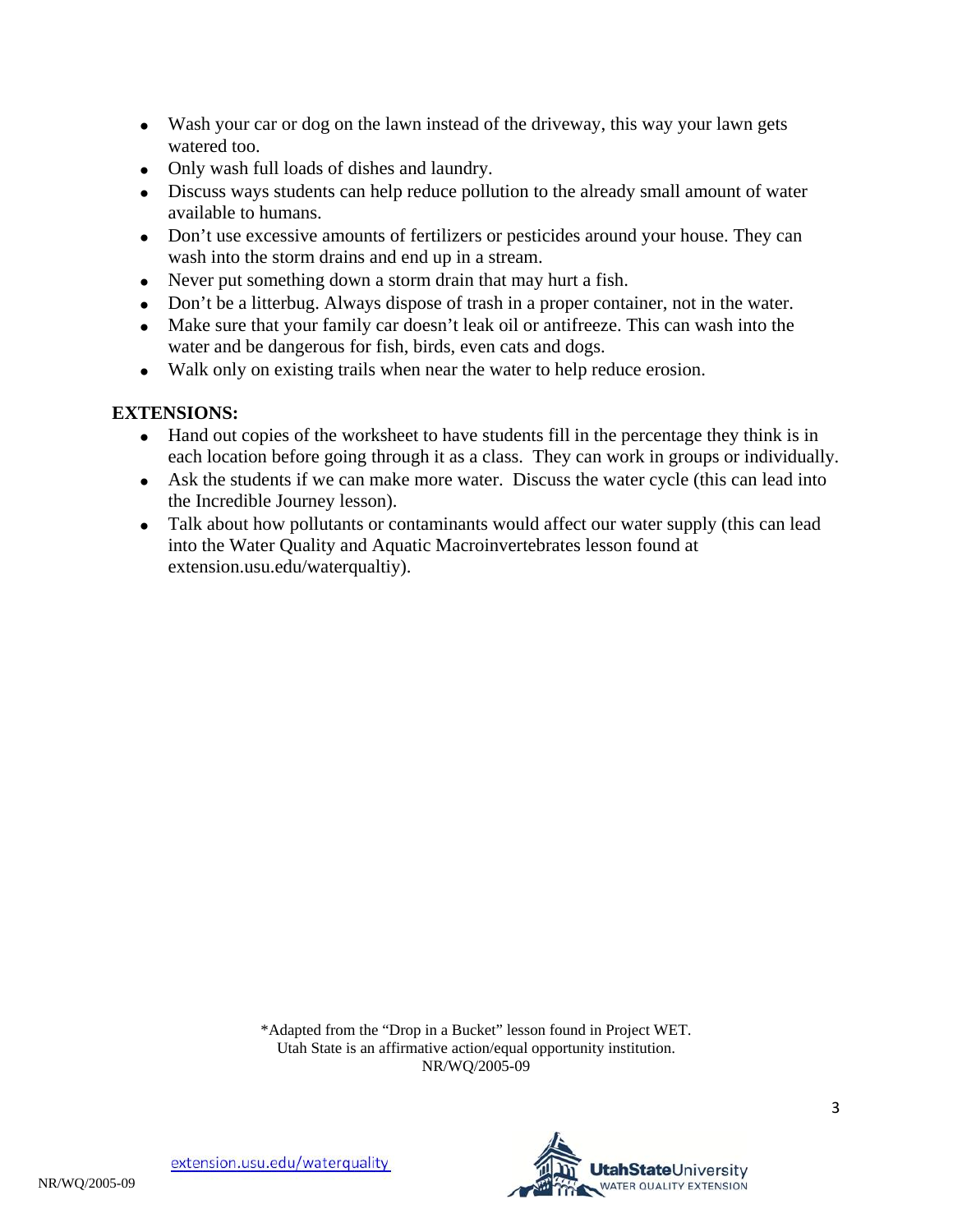- Wash your car or dog on the lawn instead of the driveway, this way your lawn gets watered too.
- Only wash full loads of dishes and laundry.
- Discuss ways students can help reduce pollution to the already small amount of water available to humans.
- Don't use excessive amounts of fertilizers or pesticides around your house. They can wash into the storm drains and end up in a stream.
- Never put something down a storm drain that may hurt a fish.
- Don't be a litterbug. Always dispose of trash in a proper container, not in the water.
- Make sure that your family car doesn't leak oil or antifreeze. This can wash into the water and be dangerous for fish, birds, even cats and dogs.
- Walk only on existing trails when near the water to help reduce erosion.

**EXTENSIONS:**

- Hand out copies of the worksheet to have students fill in the percentage they think is in each location before going through it as a class. They can work in groups or individually.
- Ask the students if we can make more water. Discuss the water cycle (this can lead into the Incredible Journey lesson).
- Talk about how pollutants or contaminants would affect our water supply (this can lead into the Water Quality and Aquatic Macroinvertebrates lesson found at extension.usu.edu/waterqualtiy).

*Adapted from the "Drop in a Bucket" lesson found in Project WET.
Utah State is an affirmative action/equal opportunity institution.
NR/WQ/2005-09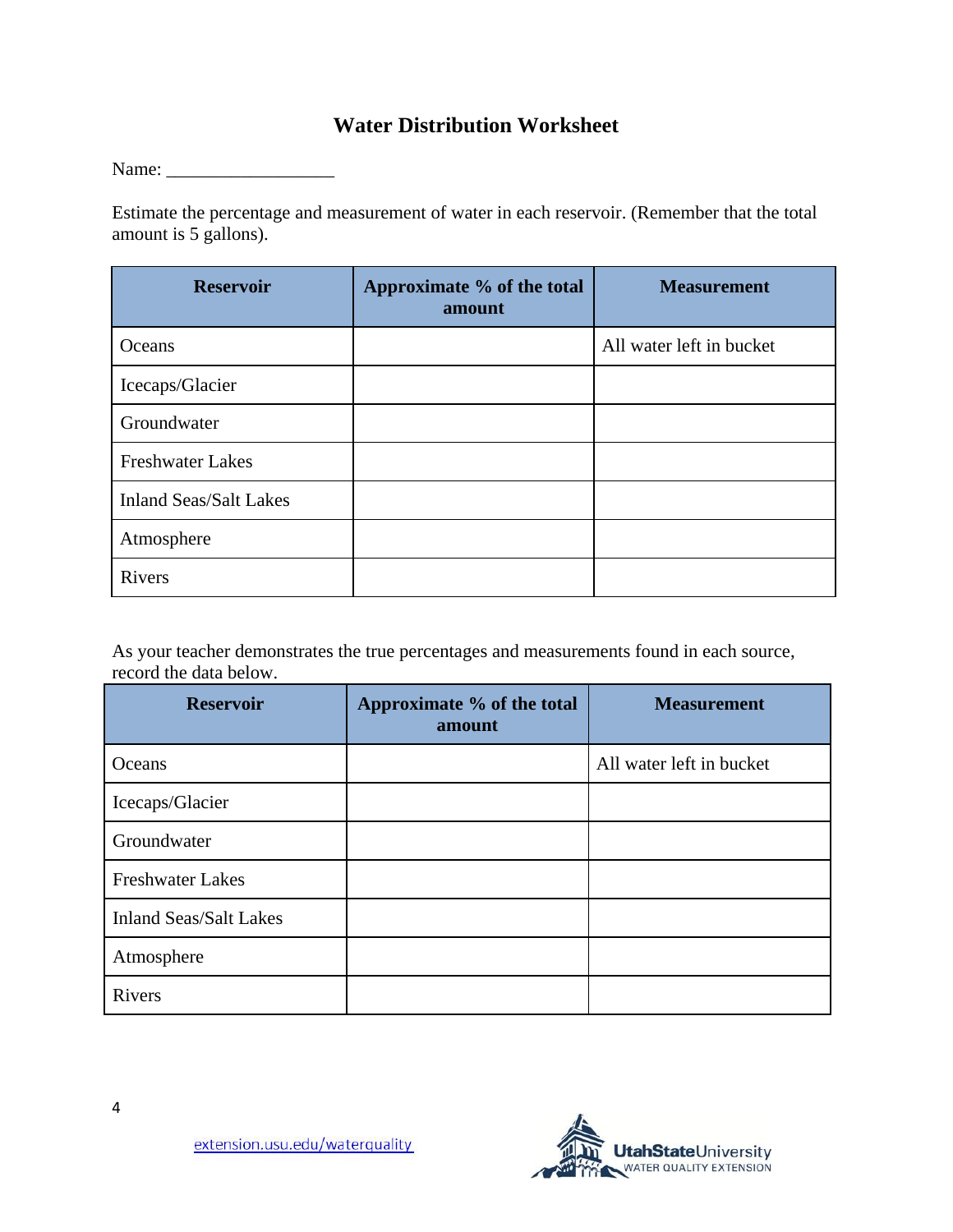# Water Distribution Worksheet

Name: ___________________

Estimate the percentage and measurement of water in each reservoir. (Remember that the total amount is 5 gallons).

| Reservoir | Approximate % of the total amount | Measurement |
|---|---|---|
| Oceans | | All water left in bucket |
| Icecaps/Glacier | | |
| Groundwater | | |
| Freshwater Lakes | | |
| Inland Seas/Salt Lakes | | |
| Atmosphere | | |
| Rivers | | |

As your teacher demonstrates the true percentages and measurements found in each source, record the data below.

| Reservoir | Approximate % of the total amount | Measurement |
|---|---|---|
| Oceans | | All water left in bucket |
| Icecaps/Glacier | | |
| Groundwater | | |
| Freshwater Lakes | | |
| Inland Seas/Salt Lakes | | |
| Atmosphere | | |
| Rivers | | |

extension.usu.edu/waterquality

UtahStateUniversity WATER QUALITY EXTENSION